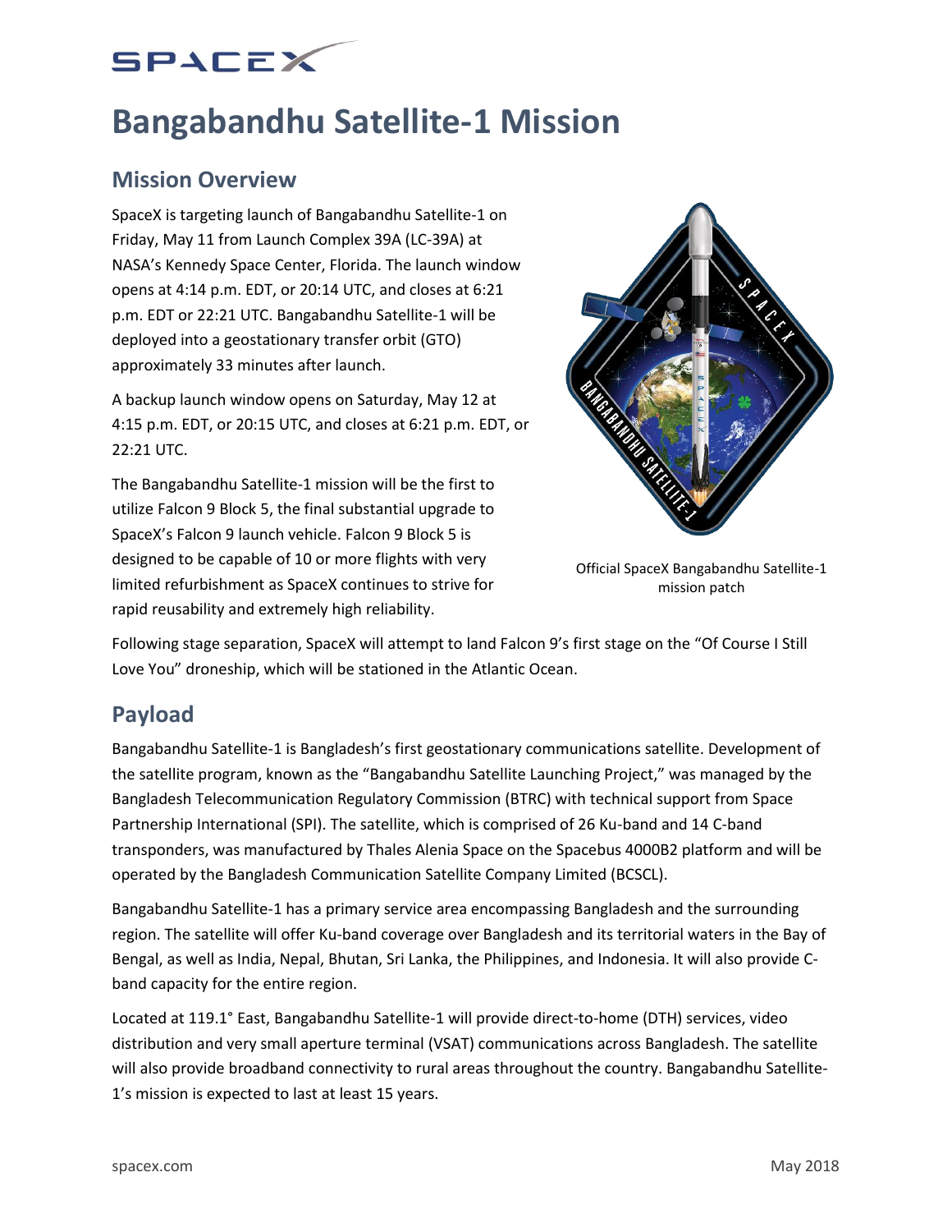# Bangabandhu Satellite-1 Mission

## Mission Overview

SpaceX is targeting launch of Bangabandhu Satellite-1 on Friday, May 11 from Launch Complex 39A (LC-39A) at NASA's Kennedy Space Center, Florida. The launch window opens at 4:14 p.m. EDT, or 20:14 UTC, and closes at 6:21 p.m. EDT or 22:21 UTC. Bangabandhu Satellite-1 will be deployed into a geostationary transfer orbit (GTO) approximately 33 minutes after launch.

A backup launch window opens on Saturday, May 12 at 4:15 p.m. EDT, or 20:15 UTC, and closes at 6:21 p.m. EDT, or 22:21 UTC.

The Bangabandhu Satellite-1 mission will be the first to utilize Falcon 9 Block 5, the final substantial upgrade to SpaceX's Falcon 9 launch vehicle. Falcon 9 Block 5 is designed to be capable of 10 or more flights with very limited refurbishment as SpaceX continues to strive for rapid reusability and extremely high reliability.

Official SpaceX Bangabandhu Satellite-1 mission patch

Following stage separation, SpaceX will attempt to land Falcon 9's first stage on the "Of Course I Still Love You" droneship, which will be stationed in the Atlantic Ocean.

## Payload

Bangabandhu Satellite-1 is Bangladesh's first geostationary communications satellite. Development of the satellite program, known as the "Bangabandhu Satellite Launching Project," was managed by the Bangladesh Telecommunication Regulatory Commission (BTRC) with technical support from Space Partnership International (SPI). The satellite, which is comprised of 26 Ku-band and 14 C-band transponders, was manufactured by Thales Alenia Space on the Spacebus 4000B2 platform and will be operated by the Bangladesh Communication Satellite Company Limited (BCSCL).

Bangabandhu Satellite-1 has a primary service area encompassing Bangladesh and the surrounding region. The satellite will offer Ku-band coverage over Bangladesh and its territorial waters in the Bay of Bengal, as well as India, Nepal, Bhutan, Sri Lanka, the Philippines, and Indonesia. It will also provide C-band capacity for the entire region.

Located at 119.1° East, Bangabandhu Satellite-1 will provide direct-to-home (DTH) services, video distribution and very small aperture terminal (VSAT) communications across Bangladesh. The satellite will also provide broadband connectivity to rural areas throughout the country. Bangabandhu Satellite-1's mission is expected to last at least 15 years.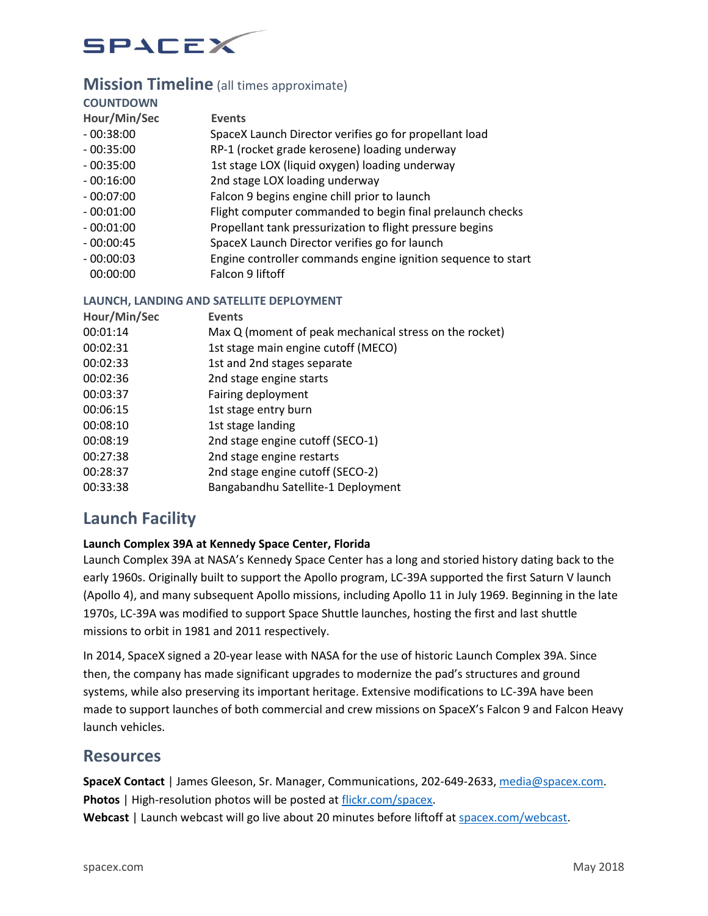## Mission Timeline (all times approximate)

### COUNTDOWN

| Hour/Min/Sec | Events |
| --- | --- |
| - 00:38:00 | SpaceX Launch Director verifies go for propellant load |
| - 00:35:00 | RP-1 (rocket grade kerosene) loading underway |
| - 00:35:00 | 1st stage LOX (liquid oxygen) loading underway |
| - 00:16:00 | 2nd stage LOX loading underway |
| - 00:07:00 | Falcon 9 begins engine chill prior to launch |
| - 00:01:00 | Flight computer commanded to begin final prelaunch checks |
| - 00:01:00 | Propellant tank pressurization to flight pressure begins |
| - 00:00:45 | SpaceX Launch Director verifies go for launch |
| - 00:00:03 | Engine controller commands engine ignition sequence to start |
| 00:00:00 | Falcon 9 liftoff |

### LAUNCH, LANDING AND SATELLITE DEPLOYMENT

| Hour/Min/Sec | Events |
| --- | --- |
| 00:01:14 | Max Q (moment of peak mechanical stress on the rocket) |
| 00:02:31 | 1st stage main engine cutoff (MECO) |
| 00:02:33 | 1st and 2nd stages separate |
| 00:02:36 | 2nd stage engine starts |
| 00:03:37 | Fairing deployment |
| 00:06:15 | 1st stage entry burn |
| 00:08:10 | 1st stage landing |
| 00:08:19 | 2nd stage engine cutoff (SECO-1) |
| 00:27:38 | 2nd stage engine restarts |
| 00:28:37 | 2nd stage engine cutoff (SECO-2) |
| 00:33:38 | Bangabandhu Satellite-1 Deployment |

## Launch Facility

**Launch Complex 39A at Kennedy Space Center, Florida**

Launch Complex 39A at NASA's Kennedy Space Center has a long and storied history dating back to the early 1960s. Originally built to support the Apollo program, LC-39A supported the first Saturn V launch (Apollo 4), and many subsequent Apollo missions, including Apollo 11 in July 1969. Beginning in the late 1970s, LC-39A was modified to support Space Shuttle launches, hosting the first and last shuttle missions to orbit in 1981 and 2011 respectively.

In 2014, SpaceX signed a 20-year lease with NASA for the use of historic Launch Complex 39A. Since then, the company has made significant upgrades to modernize the pad's structures and ground systems, while also preserving its important heritage. Extensive modifications to LC-39A have been made to support launches of both commercial and crew missions on SpaceX's Falcon 9 and Falcon Heavy launch vehicles.

## Resources

**SpaceX Contact** | James Gleeson, Sr. Manager, Communications, 202-649-2633, media@spacex.com.
**Photos** | High-resolution photos will be posted at flickr.com/spacex.
**Webcast** | Launch webcast will go live about 20 minutes before liftoff at spacex.com/webcast.